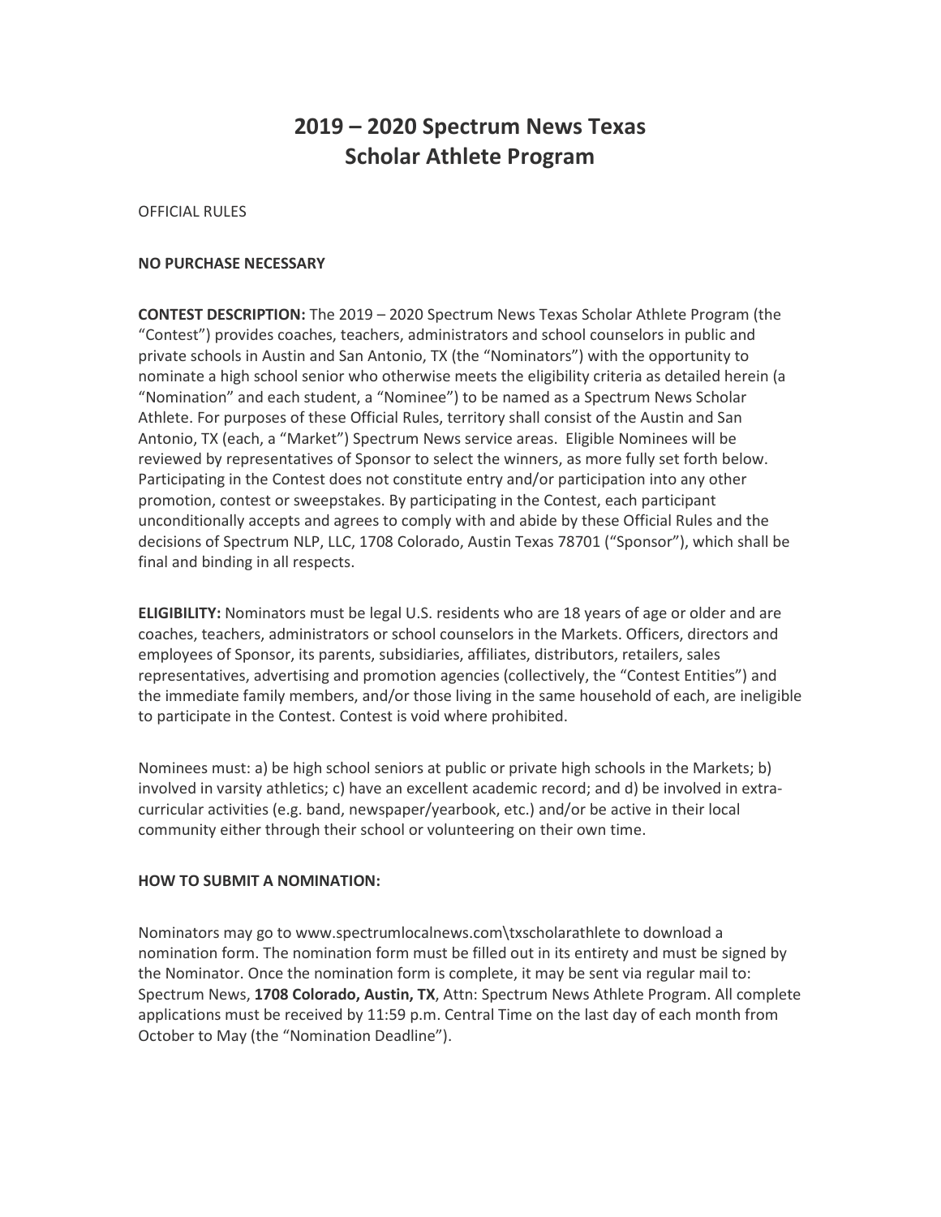# 2019 – 2020 Spectrum News Texas Scholar Athlete Program

OFFICIAL RULES

**NO PURCHASE NECESSARY**

**CONTEST DESCRIPTION:** The 2019 – 2020 Spectrum News Texas Scholar Athlete Program (the "Contest") provides coaches, teachers, administrators and school counselors in public and private schools in Austin and San Antonio, TX (the "Nominators") with the opportunity to nominate a high school senior who otherwise meets the eligibility criteria as detailed herein (a "Nomination" and each student, a "Nominee") to be named as a Spectrum News Scholar Athlete. For purposes of these Official Rules, territory shall consist of the Austin and San Antonio, TX (each, a "Market") Spectrum News service areas. Eligible Nominees will be reviewed by representatives of Sponsor to select the winners, as more fully set forth below. Participating in the Contest does not constitute entry and/or participation into any other promotion, contest or sweepstakes. By participating in the Contest, each participant unconditionally accepts and agrees to comply with and abide by these Official Rules and the decisions of Spectrum NLP, LLC, 1708 Colorado, Austin Texas 78701 ("Sponsor"), which shall be final and binding in all respects.

**ELIGIBILITY:** Nominators must be legal U.S. residents who are 18 years of age or older and are coaches, teachers, administrators or school counselors in the Markets. Officers, directors and employees of Sponsor, its parents, subsidiaries, affiliates, distributors, retailers, sales representatives, advertising and promotion agencies (collectively, the "Contest Entities") and the immediate family members, and/or those living in the same household of each, are ineligible to participate in the Contest. Contest is void where prohibited.

Nominees must: a) be high school seniors at public or private high schools in the Markets; b) involved in varsity athletics; c) have an excellent academic record; and d) be involved in extra-curricular activities (e.g. band, newspaper/yearbook, etc.) and/or be active in their local community either through their school or volunteering on their own time.

**HOW TO SUBMIT A NOMINATION:**

Nominators may go to www.spectrumlocalnews.com\txscholarathlete to download a nomination form. The nomination form must be filled out in its entirety and must be signed by the Nominator. Once the nomination form is complete, it may be sent via regular mail to: Spectrum News, **1708 Colorado, Austin, TX**, Attn: Spectrum News Athlete Program. All complete applications must be received by 11:59 p.m. Central Time on the last day of each month from October to May (the "Nomination Deadline").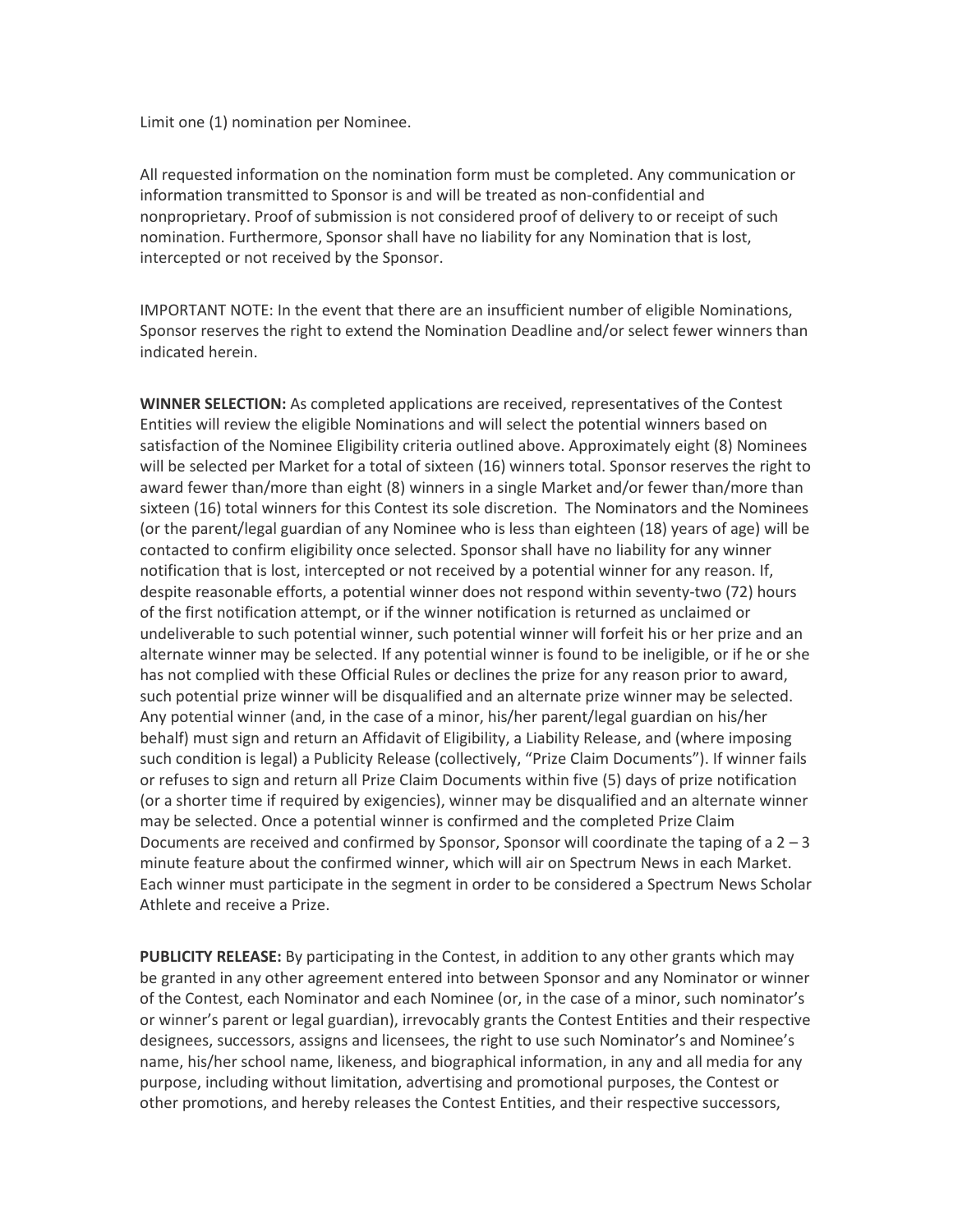Limit one (1) nomination per Nominee.

All requested information on the nomination form must be completed. Any communication or information transmitted to Sponsor is and will be treated as non-confidential and nonproprietary. Proof of submission is not considered proof of delivery to or receipt of such nomination. Furthermore, Sponsor shall have no liability for any Nomination that is lost, intercepted or not received by the Sponsor.

IMPORTANT NOTE: In the event that there are an insufficient number of eligible Nominations, Sponsor reserves the right to extend the Nomination Deadline and/or select fewer winners than indicated herein.

**WINNER SELECTION:** As completed applications are received, representatives of the Contest Entities will review the eligible Nominations and will select the potential winners based on satisfaction of the Nominee Eligibility criteria outlined above. Approximately eight (8) Nominees will be selected per Market for a total of sixteen (16) winners total. Sponsor reserves the right to award fewer than/more than eight (8) winners in a single Market and/or fewer than/more than sixteen (16) total winners for this Contest its sole discretion. The Nominators and the Nominees (or the parent/legal guardian of any Nominee who is less than eighteen (18) years of age) will be contacted to confirm eligibility once selected. Sponsor shall have no liability for any winner notification that is lost, intercepted or not received by a potential winner for any reason. If, despite reasonable efforts, a potential winner does not respond within seventy-two (72) hours of the first notification attempt, or if the winner notification is returned as unclaimed or undeliverable to such potential winner, such potential winner will forfeit his or her prize and an alternate winner may be selected. If any potential winner is found to be ineligible, or if he or she has not complied with these Official Rules or declines the prize for any reason prior to award, such potential prize winner will be disqualified and an alternate prize winner may be selected. Any potential winner (and, in the case of a minor, his/her parent/legal guardian on his/her behalf) must sign and return an Affidavit of Eligibility, a Liability Release, and (where imposing such condition is legal) a Publicity Release (collectively, "Prize Claim Documents"). If winner fails or refuses to sign and return all Prize Claim Documents within five (5) days of prize notification (or a shorter time if required by exigencies), winner may be disqualified and an alternate winner may be selected. Once a potential winner is confirmed and the completed Prize Claim Documents are received and confirmed by Sponsor, Sponsor will coordinate the taping of a 2 – 3 minute feature about the confirmed winner, which will air on Spectrum News in each Market. Each winner must participate in the segment in order to be considered a Spectrum News Scholar Athlete and receive a Prize.

**PUBLICITY RELEASE:** By participating in the Contest, in addition to any other grants which may be granted in any other agreement entered into between Sponsor and any Nominator or winner of the Contest, each Nominator and each Nominee (or, in the case of a minor, such nominator's or winner's parent or legal guardian), irrevocably grants the Contest Entities and their respective designees, successors, assigns and licensees, the right to use such Nominator's and Nominee's name, his/her school name, likeness, and biographical information, in any and all media for any purpose, including without limitation, advertising and promotional purposes, the Contest or other promotions, and hereby releases the Contest Entities, and their respective successors,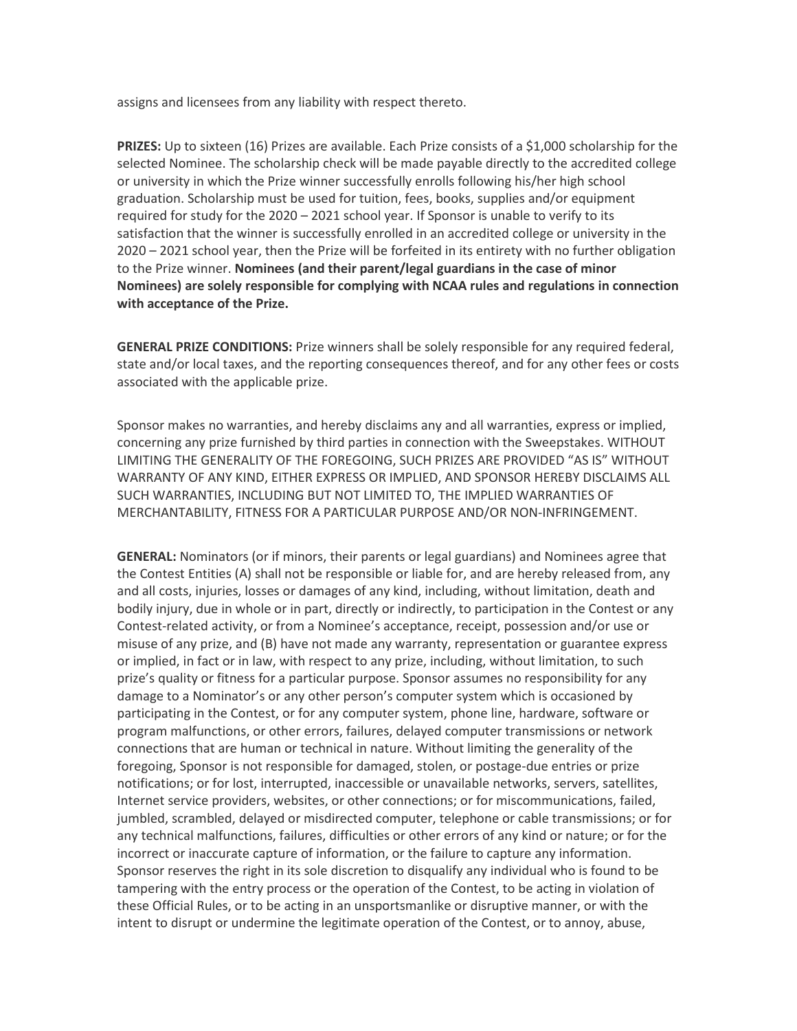assigns and licensees from any liability with respect thereto.

**PRIZES:** Up to sixteen (16) Prizes are available. Each Prize consists of a $1,000 scholarship for the selected Nominee. The scholarship check will be made payable directly to the accredited college or university in which the Prize winner successfully enrolls following his/her high school graduation. Scholarship must be used for tuition, fees, books, supplies and/or equipment required for study for the 2020 – 2021 school year. If Sponsor is unable to verify to its satisfaction that the winner is successfully enrolled in an accredited college or university in the 2020 – 2021 school year, then the Prize will be forfeited in its entirety with no further obligation to the Prize winner. **Nominees (and their parent/legal guardians in the case of minor Nominees) are solely responsible for complying with NCAA rules and regulations in connection with acceptance of the Prize.**

**GENERAL PRIZE CONDITIONS:** Prize winners shall be solely responsible for any required federal, state and/or local taxes, and the reporting consequences thereof, and for any other fees or costs associated with the applicable prize.

Sponsor makes no warranties, and hereby disclaims any and all warranties, express or implied, concerning any prize furnished by third parties in connection with the Sweepstakes. WITHOUT LIMITING THE GENERALITY OF THE FOREGOING, SUCH PRIZES ARE PROVIDED "AS IS" WITHOUT WARRANTY OF ANY KIND, EITHER EXPRESS OR IMPLIED, AND SPONSOR HEREBY DISCLAIMS ALL SUCH WARRANTIES, INCLUDING BUT NOT LIMITED TO, THE IMPLIED WARRANTIES OF MERCHANTABILITY, FITNESS FOR A PARTICULAR PURPOSE AND/OR NON-INFRINGEMENT.

**GENERAL:** Nominators (or if minors, their parents or legal guardians) and Nominees agree that the Contest Entities (A) shall not be responsible or liable for, and are hereby released from, any and all costs, injuries, losses or damages of any kind, including, without limitation, death and bodily injury, due in whole or in part, directly or indirectly, to participation in the Contest or any Contest-related activity, or from a Nominee's acceptance, receipt, possession and/or use or misuse of any prize, and (B) have not made any warranty, representation or guarantee express or implied, in fact or in law, with respect to any prize, including, without limitation, to such prize's quality or fitness for a particular purpose. Sponsor assumes no responsibility for any damage to a Nominator's or any other person's computer system which is occasioned by participating in the Contest, or for any computer system, phone line, hardware, software or program malfunctions, or other errors, failures, delayed computer transmissions or network connections that are human or technical in nature. Without limiting the generality of the foregoing, Sponsor is not responsible for damaged, stolen, or postage-due entries or prize notifications; or for lost, interrupted, inaccessible or unavailable networks, servers, satellites, Internet service providers, websites, or other connections; or for miscommunications, failed, jumbled, scrambled, delayed or misdirected computer, telephone or cable transmissions; or for any technical malfunctions, failures, difficulties or other errors of any kind or nature; or for the incorrect or inaccurate capture of information, or the failure to capture any information. Sponsor reserves the right in its sole discretion to disqualify any individual who is found to be tampering with the entry process or the operation of the Contest, to be acting in violation of these Official Rules, or to be acting in an unsportsmanlike or disruptive manner, or with the intent to disrupt or undermine the legitimate operation of the Contest, or to annoy, abuse,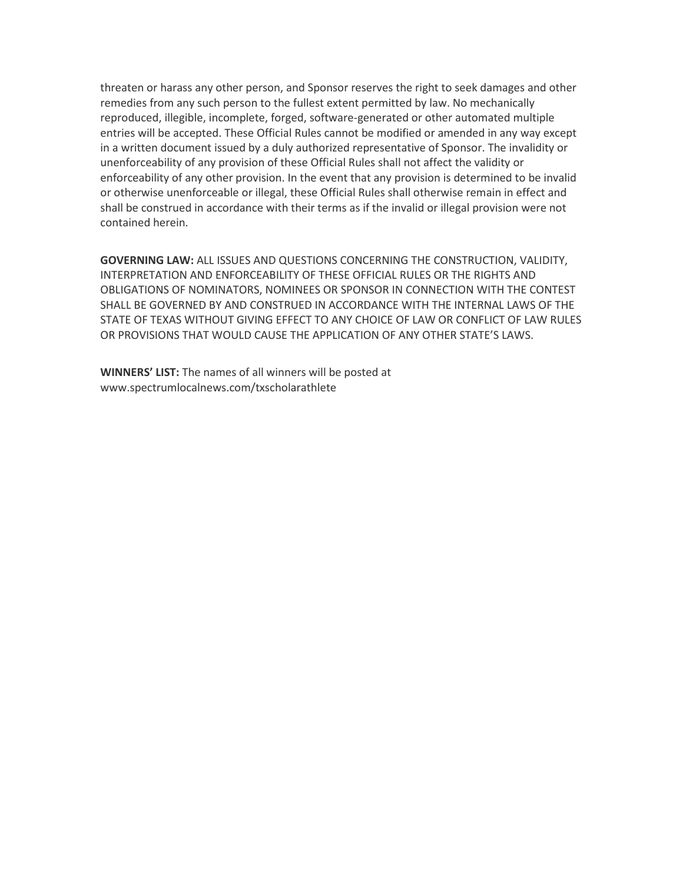threaten or harass any other person, and Sponsor reserves the right to seek damages and other remedies from any such person to the fullest extent permitted by law. No mechanically reproduced, illegible, incomplete, forged, software-generated or other automated multiple entries will be accepted. These Official Rules cannot be modified or amended in any way except in a written document issued by a duly authorized representative of Sponsor. The invalidity or unenforceability of any provision of these Official Rules shall not affect the validity or enforceability of any other provision. In the event that any provision is determined to be invalid or otherwise unenforceable or illegal, these Official Rules shall otherwise remain in effect and shall be construed in accordance with their terms as if the invalid or illegal provision were not contained herein.

**GOVERNING LAW:** ALL ISSUES AND QUESTIONS CONCERNING THE CONSTRUCTION, VALIDITY, INTERPRETATION AND ENFORCEABILITY OF THESE OFFICIAL RULES OR THE RIGHTS AND OBLIGATIONS OF NOMINATORS, NOMINEES OR SPONSOR IN CONNECTION WITH THE CONTEST SHALL BE GOVERNED BY AND CONSTRUED IN ACCORDANCE WITH THE INTERNAL LAWS OF THE STATE OF TEXAS WITHOUT GIVING EFFECT TO ANY CHOICE OF LAW OR CONFLICT OF LAW RULES OR PROVISIONS THAT WOULD CAUSE THE APPLICATION OF ANY OTHER STATE'S LAWS.

**WINNERS' LIST:** The names of all winners will be posted at www.spectrumlocalnews.com/txscholarathlete